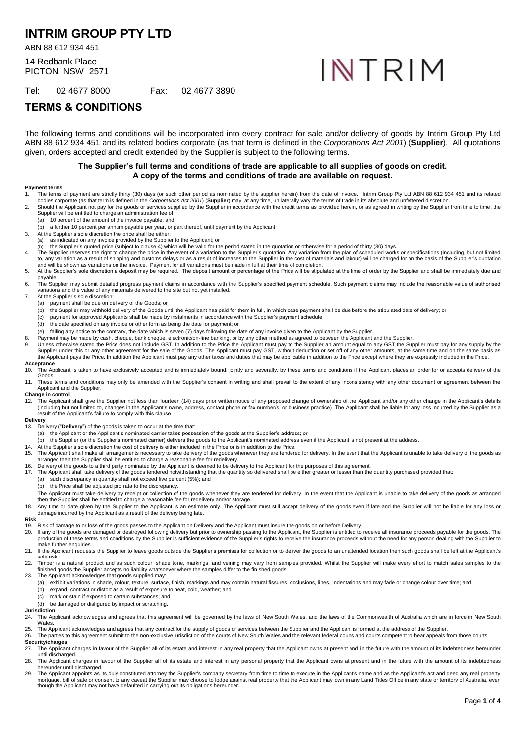# INTRIM GROUP PTY LTD

ABN 88 612 934 451

14 Redbank Place
PICTON NSW 2571

Tel: 02 4677 8000 Fax: 02 4677 3890

INTRIM

## TERMS & CONDITIONS

The following terms and conditions will be incorporated into every contract for sale and/or delivery of goods by Intrim Group Pty Ltd ABN 88 612 934 451 and its related bodies corporate (as that term is defined in the *Corporations Act 2001*) (**Supplier**). All quotations given, orders accepted and credit extended by the Supplier is subject to the following terms.

**The Supplier's full terms and conditions of trade are applicable to all supplies of goods on credit. A copy of the terms and conditions of trade are available on request.**

**Payment terms**

1. The terms of payment are strictly thirty (30) days (or such other period as nominated by the supplier herein) from the date of invoice. Intrim Group Pty Ltd ABN 88 612 934 451 and its related bodies corporate (as that term is defined in the *Corporations Act 2001*) (**Supplier**) may, at any time, unilaterally vary the terms of trade in its absolute and unfettered discretion.
2. Should the Applicant not pay for the goods or services supplied by the Supplier in accordance with the credit terms as provided herein, or as agreed in writing by the Supplier from time to time, the Supplier will be entitled to charge an administration fee of:
   (a) 10 percent of the amount of the invoice payable; and
   (b) a further 10 percent per annum payable per year, or part thereof, until payment by the Applicant.
3. At the Supplier's sole discretion the price shall be either:
   (a) as indicated on any invoice provided by the Supplier to the Applicant; or
   (b) the Supplier's quoted price (subject to clause 4) which will be valid for the period stated in the quotation or otherwise for a period of thirty (30) days.
4. The Supplier reserves the right to change the price in the event of a variation to the Supplier's quotation. Any variation from the plan of scheduled works or specifications (including, but not limited to, any variation as a result of shipping and customs delays or as a result of increases to the Supplier in the cost of materials and labour) will be charged for on the basis of the Supplier's quotation and will be shown as variations on the invoice. Payment for all variations must be made in full at their time of completion.
5. At the Supplier's sole discretion a deposit may be required. The deposit amount or percentage of the Price will be stipulated at the time of order by the Supplier and shall be immediately due and payable.
6. The Supplier may submit detailed progress payment claims in accordance with the Supplier's specified payment schedule. Such payment claims may include the reasonable value of authorised variations and the value of any materials delivered to the site but not yet installed.
7. At the Supplier's sole discretion:
   (a) payment shall be due on delivery of the Goods; or
   (b) the Supplier may withhold delivery of the Goods until the Applicant has paid for them in full, in which case payment shall be due before the stipulated date of delivery; or
   (c) payment for approved Applicants shall be made by instalments in accordance with the Supplier's payment schedule.
   (d) the date specified on any invoice or other form as being the date for payment; or
   (e) failing any notice to the contrary, the date which is seven (7) days following the date of any invoice given to the Applicant by the Supplier.
8. Payment may be made by cash, cheque, bank cheque, electronic/on-line banking, or by any other method as agreed to between the Applicant and the Supplier.
9. Unless otherwise stated the Price does not include GST. In addition to the Price the Applicant must pay to the Supplier an amount equal to any GST the Supplier must pay for any supply by the Supplier under this or any other agreement for the sale of the Goods. The Applicant must pay GST, without deduction or set off of any other amounts, at the same time and on the same basis as the Applicant pays the Price. In addition the Applicant must pay any other taxes and duties that may be applicable in addition to the Price except where they are expressly included in the Price.

**Acceptance**

10. The Applicant is taken to have exclusively accepted and is immediately bound, jointly and severally, by these terms and conditions if the Applicant places an order for or accepts delivery of the Goods.
11. These terms and conditions may only be amended with the Supplier's consent in writing and shall prevail to the extent of any inconsistency with any other document or agreement between the Applicant and the Supplier.

**Change in control**

12. The Applicant shall give the Supplier not less than fourteen (14) days prior written notice of any proposed change of ownership of the Applicant and/or any other change in the Applicant's details (including but not limited to, changes in the Applicant's name, address, contact phone or fax number/s, or business practice). The Applicant shall be liable for any loss incurred by the Supplier as a result of the Applicant's failure to comply with this clause.

**Delivery**

13. Delivery ("**Delivery**") of the goods is taken to occur at the time that:
    (a) the Applicant or the Applicant's nominated carrier takes possession of the goods at the Supplier's address; or
    (b) the Supplier (or the Supplier's nominated carrier) delivers the goods to the Applicant's nominated address even if the Applicant is not present at the address.
14. At the Supplier's sole discretion the cost of delivery is either included in the Price or is in addition to the Price.
15. The Applicant shall make all arrangements necessary to take delivery of the goods whenever they are tendered for delivery. In the event that the Applicant is unable to take delivery of the goods as arranged then the Supplier shall be entitled to charge a reasonable fee for redelivery.
16. Delivery of the goods to a third party nominated by the Applicant is deemed to be delivery to the Applicant for the purposes of this agreement.
17. The Applicant shall take delivery of the goods tendered notwithstanding that the quantity so delivered shall be either greater or lesser than the quantity purchased provided that:
    (a) such discrepancy in quantity shall not exceed five percent (5%); and
    (b) the Price shall be adjusted pro rata to the discrepancy.

    The Applicant must take delivery by receipt or collection of the goods whenever they are tendered for delivery. In the event that the Applicant is unable to take delivery of the goods as arranged then the Supplier shall be entitled to charge a reasonable fee for redelivery and/or storage.
18. Any time or date given by the Supplier to the Applicant is an estimate only. The Applicant must still accept delivery of the goods even if late and the Supplier will not be liable for any loss or damage incurred by the Applicant as a result of the delivery being late.

**Risk**

19. Risk of damage to or loss of the goods passes to the Applicant on Delivery and the Applicant must insure the goods on or before Delivery.
20. If any of the goods are damaged or destroyed following delivery but prior to ownership passing to the Applicant, the Supplier is entitled to receive all insurance proceeds payable for the goods. The production of these terms and conditions by the Supplier is sufficient evidence of the Supplier's rights to receive the insurance proceeds without the need for any person dealing with the Supplier to make further enquiries.
21. If the Applicant requests the Supplier to leave goods outside the Supplier's premises for collection or to deliver the goods to an unattended location then such goods shall be left at the Applicant's sole risk.
22. Timber is a natural product and as such colour, shade tone, markings, and veining may vary from samples provided. Whilst the Supplier will make every effort to match sales samples to the finished goods the Supplier accepts no liability whatsoever where the samples differ to the finished goods.
23. The Applicant acknowledges that goods supplied may:
    (a) exhibit variations in shade, colour, texture, surface, finish, markings and may contain natural fissures, occlusions, lines, indentations and may fade or change colour over time; and
    (b) expand, contract or distort as a result of exposure to heat, cold, weather; and
    (c) mark or stain if exposed to certain substances; and
    (d) be damaged or disfigured by impact or scratching.

**Jurisdiction**

24. The Applicant acknowledges and agrees that this agreement will be governed by the laws of New South Wales, and the laws of the Commonwealth of Australia which are in force in New South Wales.
25. The Applicant acknowledges and agrees that any contract for the supply of goods or services between the Supplier and the Applicant is formed at the address of the Supplier.
26. The parties to this agreement submit to the non-exclusive jurisdiction of the courts of New South Wales and the relevant federal courts and courts competent to hear appeals from those courts.

**Security/charges**

27. The Applicant charges in favour of the Supplier all of its estate and interest in any real property that the Applicant owns at present and in the future with the amount of its indebtedness hereunder until discharged.
28. The Applicant charges in favour of the Supplier all of its estate and interest in any personal property that the Applicant owns at present and in the future with the amount of its indebtedness hereunder until discharged.
29. The Applicant appoints as its duly constituted attorney the Supplier's company secretary from time to time to execute in the Applicant's name and as the Applicant's act and deed any real property mortgage, bill of sale or consent to any caveat the Supplier may choose to lodge against real property that the Applicant may own in any Land Titles Office in any state or territory of Australia, even though the Applicant may not have defaulted in carrying out its obligations hereunder.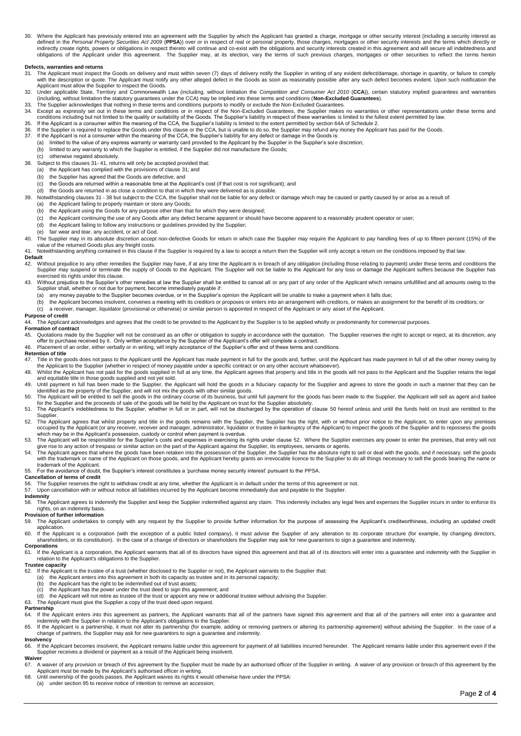30. Where the Applicant has previously entered into an agreement with the Supplier by which the Applicant has granted a charge, mortgage or other security interest (including a security interest as defined in the *Personal Property Securities Act 2009* (**PPSA**)) over or in respect of real or personal property, those charges, mortgages or other security interests and the terms which directly or indirectly create rights, powers or obligations in respect thereto will continue and co-exist with the obligations and security interests created in this agreement and will secure all indebtedness and obligations of the Applicant under this agreement. The Supplier may, at its election, vary the terms of such previous charges, mortgages or other securities to reflect the terms herein

**Defects, warranties and returns**

31. The Applicant must inspect the Goods on delivery and must within seven (7) days of delivery notify the Supplier in writing of any evident defect/damage, shortage in quantity, or failure to comply with the description or quote. The Applicant must notify any other alleged defect in the Goods as soon as reasonably possible after any such defect becomes evident. Upon such notification the Applicant must allow the Supplier to inspect the Goods.
32. Under applicable State, Territory and Commonwealth Law (including, without limitation the *Competition and Consumer Act 2010* (**CCA**)), certain statutory implied guarantees and warranties (including, without limitation the statutory guarantees under the CCA) may be implied into these terms and conditions (**Non-Excluded Guarantees**).
33. The Supplier acknowledges that nothing in these terms and conditions purports to modify or exclude the Non-Excluded Guarantees.
34. Except as expressly set out in these terms and conditions or in respect of the Non-Excluded Guarantees, the Supplier makes no warranties or other representations under these terms and conditions including but not limited to the quality or suitability of the Goods. The Supplier's liability in respect of these warranties is limited to the fullest extent permitted by law.
35. If the Applicant is a consumer within the meaning of the CCA, the Supplier's liability is limited to the extent permitted by section 64A of Schedule 2.
36. If the Supplier is required to replace the Goods under this clause or the CCA, but is unable to do so, the Supplier may refund any money the Applicant has paid for the Goods.
37. If the Applicant is not a consumer within the meaning of the CCA, the Supplier's liability for any defect or damage in the Goods is:
    (a) limited to the value of any express warranty or warranty card provided to the Applicant by the Supplier in the Supplier's sole discretion;
    (b) limited to any warranty to which the Supplier is entitled, if the Supplier did not manufacture the Goods;
    (c) otherwise negated absolutely.
38. Subject to this clauses 31- 41, returns will only be accepted provided that:
    (a) the Applicant has complied with the provisions of clause 31; and
    (b) the Supplier has agreed that the Goods are defective; and
    (c) the Goods are returned within a reasonable time at the Applicant's cost (if that cost is not significant); and
    (d) the Goods are returned in as close a condition to that in which they were delivered as is possible.
39. Notwithstanding clauses 31 - 38 but subject to the CCA, the Supplier shall not be liable for any defect or damage which may be caused or partly caused by or arise as a result of:
    (a) the Applicant failing to properly maintain or store any Goods;
    (b) the Applicant using the Goods for any purpose other than that for which they were designed;
    (c) the Applicant continuing the use of any Goods after any defect became apparent or should have become apparent to a reasonably prudent operator or user;
    (d) the Applicant failing to follow any instructions or guidelines provided by the Supplier;
    (e) fair wear and tear, any accident, or act of God.
40. The Supplier may in its absolute discretion accept non-defective Goods for return in which case the Supplier may require the Applicant to pay handling fees of up to fifteen percent (15%) of the value of the returned Goods plus any freight costs.
41. Notwithstanding anything contained in this clause if the Supplier is required by a law to accept a return then the Supplier will only accept a return on the conditions imposed by that law.

**Default**

42. Without prejudice to any other remedies the Supplier may have, if at any time the Applicant is in breach of any obligation (including those relating to payment) under these terms and conditions the Supplier may suspend or terminate the supply of Goods to the Applicant. The Supplier will not be liable to the Applicant for any loss or damage the Applicant suffers because the Supplier has exercised its rights under this clause.
43. Without prejudice to the Supplier's other remedies at law the Supplier shall be entitled to cancel all or any part of any order of the Applicant which remains unfulfilled and all amounts owing to the Supplier shall, whether or not due for payment, become immediately payable if:
    (a) any money payable to the Supplier becomes overdue, or in the Supplier's opinion the Applicant will be unable to make a payment when it falls due;
    (b) the Applicant becomes insolvent, convenes a meeting with its creditors or proposes or enters into an arrangement with creditors, or makes an assignment for the benefit of its creditors; or
    (c) a receiver, manager, liquidator (provisional or otherwise) or similar person is appointed in respect of the Applicant or any asset of the Applicant.

**Purpose of credit**

44. The Applicant acknowledges and agrees that the credit to be provided to the Applicant by the Supplier is to be applied wholly or predominantly for commercial purposes.

**Formation of contract**

45. Quotations made by the Supplier will not be construed as an offer or obligation to supply in accordance with the quotation. The Supplier reserves the right to accept or reject, at its discretion, any offer to purchase received by it. Only written acceptance by the Supplier of the Applicant's offer will complete a contract.
46. Placement of an order, either verbally or in writing, will imply acceptance of the Supplier's offer and of these terms and conditions.

**Retention of title**

47. Title in the goods does not pass to the Applicant until the Applicant has made payment in full for the goods and, further, until the Applicant has made payment in full of all the other money owing by the Applicant to the Supplier (whether in respect of money payable under a specific contract or on any other account whatsoever).
48. Whilst the Applicant has not paid for the goods supplied in full at any time, the Applicant agrees that property and title in the goods will not pass to the Applicant and the Supplier retains the legal and equitable title in those goods supplied and not yet sold.
49. Until payment in full has been made to the Supplier, the Applicant will hold the goods in a fiduciary capacity for the Supplier and agrees to store the goods in such a manner that they can be identified as the property of the Supplier, and will not mix the goods with other similar goods.
50. The Applicant will be entitled to sell the goods in the ordinary course of its business, but until full payment for the goods has been made to the Supplier, the Applicant will sell as agent and bailee for the Supplier and the proceeds of sale of the goods will be held by the Applicant on trust for the Supplier absolutely.
51. The Applicant's indebtedness to the Supplier, whether in full or in part, will not be discharged by the operation of clause 50 hereof unless and until the funds held on trust are remitted to the Supplier.
52. The Applicant agrees that whilst property and title in the goods remains with the Supplier, the Supplier has the right, with or without prior notice to the Applicant, to enter upon any premises occupied by the Applicant (or any receiver, receiver and manager, administrator, liquidator or trustee in bankruptcy of the Applicant) to inspect the goods of the Supplier and to repossess the goods which may be in the Applicant's possession, custody or control when payment is overdue.
53. The Applicant will be responsible for the Supplier's costs and expenses in exercising its rights under clause 52. Where the Supplier exercises any power to enter the premises, that entry will not give rise to any action of trespass or similar action on the part of the Applicant against the Supplier, its employees, servants or agents.
54. The Applicant agrees that where the goods have been retaken into the possession of the Supplier, the Supplier has the absolute right to sell or deal with the goods, and if necessary, sell the goods with the trademark or name of the Applicant on those goods, and the Applicant hereby grants an irrevocable licence to the Supplier to do all things necessary to sell the goods bearing the name or trademark of the Applicant.
55. For the avoidance of doubt, the Supplier's interest constitutes a 'purchase money security interest' pursuant to the PPSA.

**Cancellation of terms of credit**

56. The Supplier reserves the right to withdraw credit at any time, whether the Applicant is in default under the terms of this agreement or not.
57. Upon cancellation with or without notice all liabilities incurred by the Applicant become immediately due and payable to the Supplier.

**Indemnity**

58. The Applicant agrees to indemnify the Supplier and keep the Supplier indemnified against any claim. This indemnity includes any legal fees and expenses the Supplier incurs in order to enforce its rights, on an indemnity basis.

**Provision of further information**

59. The Applicant undertakes to comply with any request by the Supplier to provide further information for the purpose of assessing the Applicant's creditworthiness, including an updated credit application.
60. If the Applicant is a corporation (with the exception of a public listed company), it must advise the Supplier of any alteration to its corporate structure (for example, by changing directors, shareholders, or its constitution). In the case of a change of directors or shareholders the Supplier may ask for new guarantors to sign a guarantee and indemnity.

**Corporations**

61. If the Applicant is a corporation, the Applicant warrants that all of its directors have signed this agreement and that all of its directors will enter into a guarantee and indemnity with the Supplier in relation to the Applicant's obligations to the Supplier.

**Trustee capacity**

62. If the Applicant is the trustee of a trust (whether disclosed to the Supplier or not), the Applicant warrants to the Supplier that:
    (a) the Applicant enters into this agreement in both its capacity as trustee and in its personal capacity;
    (b) the Applicant has the right to be indemnified out of trust assets;
    (c) the Applicant has the power under the trust deed to sign this agreement; and
    (d) the Applicant will not retire as trustee of the trust or appoint any new or additional trustee without advising the Supplier.
63. The Applicant must give the Supplier a copy of the trust deed upon request.

**Partnership**

64. If the Applicant enters into this agreement as partners, the Applicant warrants that all of the partners have signed this agreement and that all of the partners will enter into a guarantee and indemnity with the Supplier in relation to the Applicant's obligations to the Supplier.
65. If the Applicant is a partnership, it must not alter its partnership (for example, adding or removing partners or altering its partnership agreement) without advising the Supplier. In the case of a change of partners, the Supplier may ask for new guarantors to sign a guarantee and indemnity.

**Insolvency**

66. If the Applicant becomes insolvent, the Applicant remains liable under this agreement for payment of all liabilities incurred hereunder. The Applicant remains liable under this agreement even if the Supplier receives a dividend or payment as a result of the Applicant being insolvent.

**Waiver**

67. A waiver of any provision or breach of this agreement by the Supplier must be made by an authorised officer of the Supplier in writing. A waiver of any provision or breach of this agreement by the Applicant must be made by the Applicant's authorised officer in writing.
68. Until ownership of the goods passes, the Applicant waives its rights it would otherwise have under the PPSA:
    (a) under section 95 to receive notice of intention to remove an accession;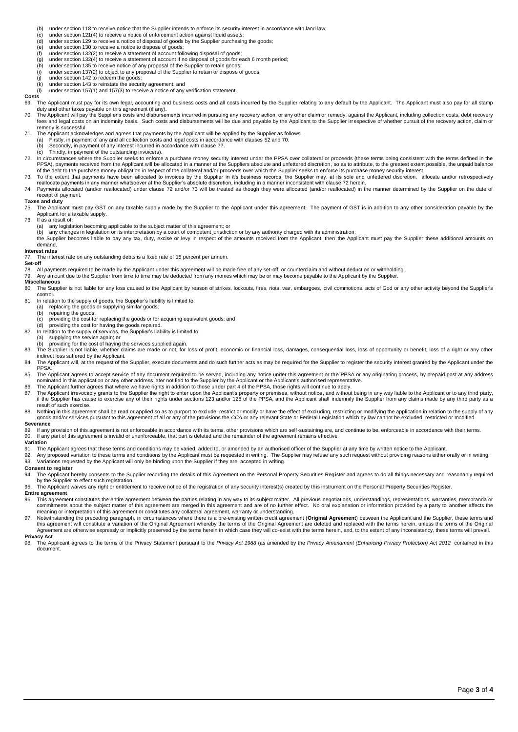(b) under section 118 to receive notice that the Supplier intends to enforce its security interest in accordance with land law;
(c) under section 121(4) to receive a notice of enforcement action against liquid assets;
(d) under section 129 to receive a notice of disposal of goods by the Supplier purchasing the goods;
(e) under section 130 to receive a notice to dispose of goods;
(f) under section 132(2) to receive a statement of account following disposal of goods;
(g) under section 132(4) to receive a statement of account if no disposal of goods for each 6 month period;
(h) under section 135 to receive notice of any proposal of the Supplier to retain goods;
(i) under section 137(2) to object to any proposal of the Supplier to retain or dispose of goods;
(j) under section 142 to redeem the goods;
(k) under section 143 to reinstate the security agreement; and
(l) under section 157(1) and 157(3) to receive a notice of any verification statement.

**Costs**

69. The Applicant must pay for its own legal, accounting and business costs and all costs incurred by the Supplier relating to any default by the Applicant. The Applicant must also pay for all stamp duty and other taxes payable on this agreement (if any).
70. The Applicant will pay the Supplier's costs and disbursements incurred in pursuing any recovery action, or any other claim or remedy, against the Applicant, including collection costs, debt recovery fees and legal costs on an indemnity basis. Such costs and disbursements will be due and payable by the Applicant to the Supplier irrespective of whether pursuit of the recovery action, claim or remedy is successful.
71. The Applicant acknowledges and agrees that payments by the Applicant will be applied by the Supplier as follows.
    (a) Firstly, in payment of any and all collection costs and legal costs in accordance with clauses 52 and 70.
    (b) Secondly, in payment of any interest incurred in accordance with clause 77.
    (c) Thirdly, in payment of the outstanding invoice(s).
72. In circumstances where the Supplier seeks to enforce a purchase money security interest under the PPSA over collateral or proceeds (these terms being consistent with the terms defined in the PPSA), payments received from the Applicant will be allocated in a manner at the Suppliers absolute and unfettered discretion, so as to attribute, to the greatest extent possible, the unpaid balance of the debt to the purchase money obligation in respect of the collateral and/or proceeds over which the Supplier seeks to enforce its purchase money security interest.
73. To the extent that payments have been allocated to invoices by the Supplier in it's business records, the Supplier may, at its sole and unfettered discretion, allocate and/or retrospectively reallocate payments in any manner whatsoever at the Supplier's absolute discretion, including in a manner inconsistent with clause 72 herein.
74. Payments allocated (and/or reallocated) under clause 72 and/or 73 will be treated as though they were allocated (and/or reallocated) in the manner determined by the Supplier on the date of receipt of payment.

**Taxes and duty**

75. The Applicant must pay GST on any taxable supply made by the Supplier to the Applicant under this agreement. The payment of GST is in addition to any other consideration payable by the Applicant for a taxable supply.
76. If as a result of:
    (a) any legislation becoming applicable to the subject matter of this agreement; or
    (b) any changes in legislation or its interpretation by a court of competent jurisdiction or by any authority charged with its administration;

    the Supplier becomes liable to pay any tax, duty, excise or levy in respect of the amounts received from the Applicant, then the Applicant must pay the Supplier these additional amounts on demand.

**Interest rates**

77. The interest rate on any outstanding debts is a fixed rate of 15 percent per annum.

**Set-off**

78. All payments required to be made by the Applicant under this agreement will be made free of any set-off, or counterclaim and without deduction or withholding.
79. Any amount due to the Supplier from time to time may be deducted from any monies which may be or may become payable to the Applicant by the Supplier.

**Miscellaneous**

80. The Supplier is not liable for any loss caused to the Applicant by reason of strikes, lockouts, fires, riots, war, embargoes, civil commotions, acts of God or any other activity beyond the Supplier's control.
81. In relation to the supply of goods, the Supplier's liability is limited to:
    (a) replacing the goods or supplying similar goods;
    (b) repairing the goods;
    (c) providing the cost for replacing the goods or for acquiring equivalent goods; and
    (d) providing the cost for having the goods repaired.
82. In relation to the supply of services, the Supplier's liability is limited to:
    (a) supplying the service again; or
    (b) providing for the cost of having the services supplied again.
83. The Supplier is not liable, whether claims are made or not, for loss of profit, economic or financial loss, damages, consequential loss, loss of opportunity or benefit, loss of a right or any other indirect loss suffered by the Applicant.
84. The Applicant will, at the request of the Supplier, execute documents and do such further acts as may be required for the Supplier to register the security interest granted by the Applicant under the PPSA.
85. The Applicant agrees to accept service of any document required to be served, including any notice under this agreement or the PPSA or any originating process, by prepaid post at any address nominated in this application or any other address later notified to the Supplier by the Applicant or the Applicant's authorised representative.
86. The Applicant further agrees that where we have rights in addition to those under part 4 of the PPSA, those rights will continue to apply.
87. The Applicant irrevocably grants to the Supplier the right to enter upon the Applicant's property or premises, without notice, and without being in any way liable to the Applicant or to any third party, if the Supplier has cause to exercise any of their rights under sections 123 and/or 128 of the PPSA, and the Applicant shall indemnify the Supplier from any claims made by any third party as a result of such exercise.
88. Nothing in this agreement shall be read or applied so as to purport to exclude, restrict or modify or have the effect of excluding, restricting or modifying the application in relation to the supply of any goods and/or services pursuant to this agreement of all or any of the provisions the *CCA* or any relevant State or Federal Legislation which by law cannot be excluded, restricted or modified.

**Severance**

89. If any provision of this agreement is not enforceable in accordance with its terms, other provisions which are self-sustaining are, and continue to be, enforceable in accordance with their terms.
90. If any part of this agreement is invalid or unenforceable, that part is deleted and the remainder of the agreement remains effective.

**Variation**

91. The Applicant agrees that these terms and conditions may be varied, added to, or amended by an authorised officer of the Supplier at any time by written notice to the Applicant.
92. Any proposed variation to these terms and conditions by the Applicant must be requested in writing. The Supplier may refuse any such request without providing reasons either orally or in writing.
93. Variations requested by the Applicant will only be binding upon the Supplier if they are accepted in writing.

**Consent to register**

94. The Applicant hereby consents to the Supplier recording the details of this Agreement on the Personal Property Securities Register and agrees to do all things necessary and reasonably required by the Supplier to effect such registration.
95. The Applicant waives any right or entitlement to receive notice of the registration of any security interest(s) created by this instrument on the Personal Property Securities Register.

**Entire agreement**

96. This agreement constitutes the entire agreement between the parties relating in any way to its subject matter. All previous negotiations, understandings, representations, warranties, memoranda or commitments about the subject matter of this agreement are merged in this agreement and are of no further effect. No oral explanation or information provided by a party to another affects the meaning or interpretation of this agreement or constitutes any collateral agreement, warranty or understanding.
97. Notwithstanding the preceding paragraph, in circumstances where there is a pre-existing written credit agreement (**Original Agreement**) between the Applicant and the Supplier, these terms and this agreement will constitute a variation of the Original Agreement whereby the terms of the Original Agreement are deleted and replaced with the terms herein, unless the terms of the Original Agreement are otherwise expressly or implicitly preserved by the terms herein in which case they will co-exist with the terms herein, and, to the extent of any inconsistency, these terms will prevail.

**Privacy Act**

98. The Applicant agrees to the terms of the Privacy Statement pursuant to the *Privacy Act 1988* (as amended by the *Privacy Amendment (Enhancing Privacy Protection) Act 2012* contained in this document.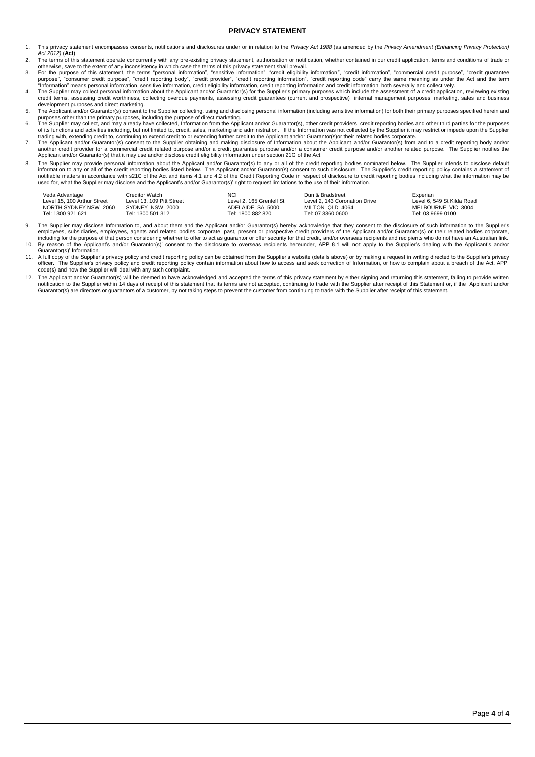## PRIVACY STATEMENT

1. This privacy statement encompasses consents, notifications and disclosures under or in relation to the *Privacy Act 1988* (as amended by the *Privacy Amendment (Enhancing Privacy Protection) Act 2012)* (**Act**).
2. The terms of this statement operate concurrently with any pre-existing privacy statement, authorisation or notification, whether contained in our credit application, terms and conditions of trade or otherwise, save to the extent of any inconsistency in which case the terms of this privacy statement shall prevail.
3. For the purpose of this statement, the terms "personal information", "sensitive information", "credit eligibility information", "credit information", "commercial credit purpose", "credit guarantee purpose", "consumer credit purpose", "credit reporting body", "credit provider", "credit reporting information", "credit reporting code" carry the same meaning as under the Act and the term "Information" means personal information, sensitive information, credit eligibility information, credit reporting information and credit information, both severally and collectively.
4. The Supplier may collect personal information about the Applicant and/or Guarantor(s) for the Supplier's primary purposes which include the assessment of a credit application, reviewing existing credit terms, assessing credit worthiness, collecting overdue payments, assessing credit guarantees (current and prospective), internal management purposes, marketing, sales and business development purposes and direct marketing.
5. The Applicant and/or Guarantor(s) consent to the Supplier collecting, using and disclosing personal information (including sensitive information) for both their primary purposes specified herein and purposes other than the primary purposes, including the purpose of direct marketing.
6. The Supplier may collect, and may already have collected, Information from the Applicant and/or Guarantor(s), other credit providers, credit reporting bodies and other third parties for the purposes of its functions and activities including, but not limited to, credit, sales, marketing and administration. If the Information was not collected by the Supplier it may restrict or impede upon the Supplier trading with, extending credit to, continuing to extend credit to or extending further credit to the Applicant and/or Guarantor(s)or their related bodies corporate.
7. The Applicant and/or Guarantor(s) consent to the Supplier obtaining and making disclosure of Information about the Applicant and/or Guarantor(s) from and to a credit reporting body and/or another credit provider for a commercial credit related purpose and/or a credit guarantee purpose and/or a consumer credit purpose and/or another related purpose. The Supplier notifies the Applicant and/or Guarantor(s) that it may use and/or disclose credit eligibility information under section 21G of the Act.
8. The Supplier may provide personal information about the Applicant and/or Guarantor(s) to any or all of the credit reporting bodies nominated below. The Supplier intends to disclose default information to any or all of the credit reporting bodies listed below. The Applicant and/or Guarantor(s) consent to such disclosure. The Supplier's credit reporting policy contains a statement of notifiable matters in accordance with s21C of the Act and items 4.1 and 4.2 of the Credit Reporting Code in respect of disclosure to credit reporting bodies including what the information may be used for, what the Supplier may disclose and the Applicant's and/or Guarantor(s)' right to request limitations to the use of their information.

| | | | | |
|---|---|---|---|---|
| Veda Advantage | Creditor Watch | NCI | Dun & Bradstreet | Experian |
| Level 15, 100 Arthur Street | Level 13, 109 Pitt Street | Level 2, 165 Grenfell St | Level 2, 143 Coronation Drive | Level 6, 549 St Kilda Road |
| NORTH SYDNEY NSW 2060 | SYDNEY NSW 2000 | ADELAIDE SA 5000 | MILTON QLD 4064 | MELBOURNE VIC 3004 |
| Tel: 1300 921 621 | Tel: 1300 501 312 | Tel: 1800 882 820 | Tel: 07 3360 0600 | Tel: 03 9699 0100 |

9. The Supplier may disclose Information to, and about them and the Applicant and/or Guarantor(s) hereby acknowledge that they consent to the disclosure of such information to the Supplier's employees, subsidiaries, employees, agents and related bodies corporate, past, present or prospective credit providers of the Applicant and/or Guarantor(s) or their related bodies corporate, including for the purpose of that person considering whether to offer to act as guarantor or offer security for that credit, and/or overseas recipients and recipients who do not have an Australian link.
10. By reason of the Applicant's and/or Guarantor(s)' consent to the disclosure to overseas recipients hereunder, APP 8.1 will not apply to the Supplier's dealing with the Applicant's and/or Guarantor(s)' Information.
11. A full copy of the Supplier's privacy policy and credit reporting policy can be obtained from the Supplier's website (details above) or by making a request in writing directed to the Supplier's privacy officer. The Supplier's privacy policy and credit reporting policy contain information about how to access and seek correction of Information, or how to complain about a breach of the Act, APP, code(s) and how the Supplier will deal with any such complaint.
12. The Applicant and/or Guarantor(s) will be deemed to have acknowledged and accepted the terms of this privacy statement by either signing and returning this statement, failing to provide written notification to the Supplier within 14 days of receipt of this statement that its terms are not accepted, continuing to trade with the Supplier after receipt of this Statement or, if the Applicant and/or Guarantor(s) are directors or guarantors of a customer, by not taking steps to prevent the customer from continuing to trade with the Supplier after receipt of this statement.